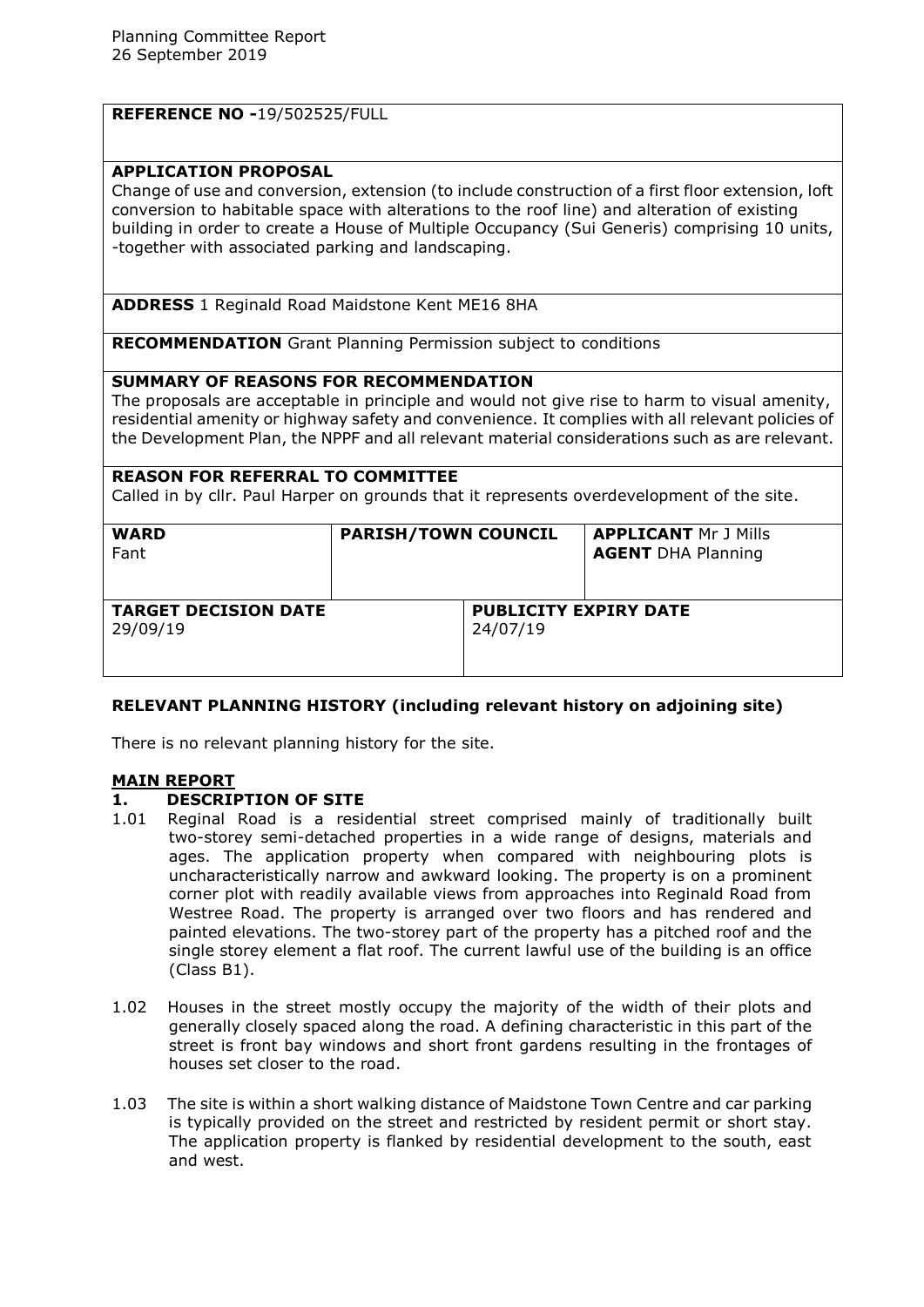Planning Committee Report
26 September 2019

| **REFERENCE NO -**19/502525/FULL | | |
|---|---|---|
| **APPLICATION PROPOSAL**<br>Change of use and conversion, extension (to include construction of a first floor extension, loft conversion to habitable space with alterations to the roof line) and alteration of existing building in order to create a House of Multiple Occupancy (Sui Generis) comprising 10 units, -together with associated parking and landscaping. | | |
| **ADDRESS** 1 Reginald Road Maidstone Kent ME16 8HA | | |
| **RECOMMENDATION** Grant Planning Permission subject to conditions | | |
| **SUMMARY OF REASONS FOR RECOMMENDATION**<br>The proposals are acceptable in principle and would not give rise to harm to visual amenity, residential amenity or highway safety and convenience. It complies with all relevant policies of the Development Plan, the NPPF and all relevant material considerations such as are relevant. | | |
| **REASON FOR REFERRAL TO COMMITTEE**<br>Called in by cllr. Paul Harper on grounds that it represents overdevelopment of the site. | | |
| **WARD**<br>Fant | **PARISH/TOWN COUNCIL** | **APPLICANT** Mr J Mills<br>**AGENT** DHA Planning |
| **TARGET DECISION DATE**<br>29/09/19 | **PUBLICITY EXPIRY DATE**<br>24/07/19 | |

## RELEVANT PLANNING HISTORY (including relevant history on adjoining site)

There is no relevant planning history for the site.

## MAIN REPORT

### 1. DESCRIPTION OF SITE

1.01 Reginal Road is a residential street comprised mainly of traditionally built two-storey semi-detached properties in a wide range of designs, materials and ages. The application property when compared with neighbouring plots is uncharacteristically narrow and awkward looking. The property is on a prominent corner plot with readily available views from approaches into Reginald Road from Westree Road. The property is arranged over two floors and has rendered and painted elevations. The two-storey part of the property has a pitched roof and the single storey element a flat roof. The current lawful use of the building is an office (Class B1).

1.02 Houses in the street mostly occupy the majority of the width of their plots and generally closely spaced along the road. A defining characteristic in this part of the street is front bay windows and short front gardens resulting in the frontages of houses set closer to the road.

1.03 The site is within a short walking distance of Maidstone Town Centre and car parking is typically provided on the street and restricted by resident permit or short stay. The application property is flanked by residential development to the south, east and west.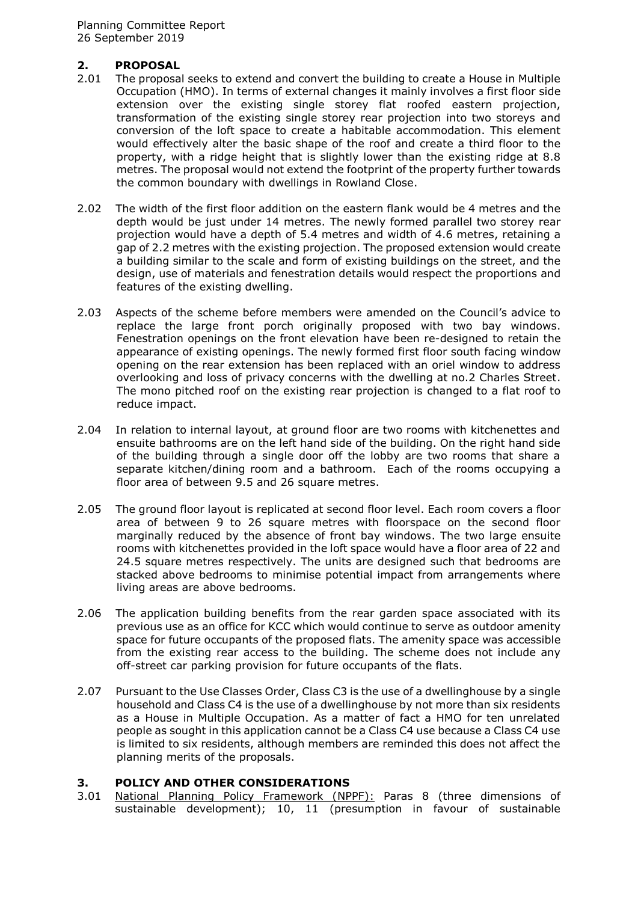## 2. PROPOSAL

2.01 The proposal seeks to extend and convert the building to create a House in Multiple Occupation (HMO). In terms of external changes it mainly involves a first floor side extension over the existing single storey flat roofed eastern projection, transformation of the existing single storey rear projection into two storeys and conversion of the loft space to create a habitable accommodation. This element would effectively alter the basic shape of the roof and create a third floor to the property, with a ridge height that is slightly lower than the existing ridge at 8.8 metres. The proposal would not extend the footprint of the property further towards the common boundary with dwellings in Rowland Close.

2.02 The width of the first floor addition on the eastern flank would be 4 metres and the depth would be just under 14 metres. The newly formed parallel two storey rear projection would have a depth of 5.4 metres and width of 4.6 metres, retaining a gap of 2.2 metres with the existing projection. The proposed extension would create a building similar to the scale and form of existing buildings on the street, and the design, use of materials and fenestration details would respect the proportions and features of the existing dwelling.

2.03 Aspects of the scheme before members were amended on the Council's advice to replace the large front porch originally proposed with two bay windows. Fenestration openings on the front elevation have been re-designed to retain the appearance of existing openings. The newly formed first floor south facing window opening on the rear extension has been replaced with an oriel window to address overlooking and loss of privacy concerns with the dwelling at no.2 Charles Street. The mono pitched roof on the existing rear projection is changed to a flat roof to reduce impact.

2.04 In relation to internal layout, at ground floor are two rooms with kitchenettes and ensuite bathrooms are on the left hand side of the building. On the right hand side of the building through a single door off the lobby are two rooms that share a separate kitchen/dining room and a bathroom. Each of the rooms occupying a floor area of between 9.5 and 26 square metres.

2.05 The ground floor layout is replicated at second floor level. Each room covers a floor area of between 9 to 26 square metres with floorspace on the second floor marginally reduced by the absence of front bay windows. The two large ensuite rooms with kitchenettes provided in the loft space would have a floor area of 22 and 24.5 square metres respectively. The units are designed such that bedrooms are stacked above bedrooms to minimise potential impact from arrangements where living areas are above bedrooms.

2.06 The application building benefits from the rear garden space associated with its previous use as an office for KCC which would continue to serve as outdoor amenity space for future occupants of the proposed flats. The amenity space was accessible from the existing rear access to the building. The scheme does not include any off-street car parking provision for future occupants of the flats.

2.07 Pursuant to the Use Classes Order, Class C3 is the use of a dwellinghouse by a single household and Class C4 is the use of a dwellinghouse by not more than six residents as a House in Multiple Occupation. As a matter of fact a HMO for ten unrelated people as sought in this application cannot be a Class C4 use because a Class C4 use is limited to six residents, although members are reminded this does not affect the planning merits of the proposals.

## 3. POLICY AND OTHER CONSIDERATIONS

3.01 National Planning Policy Framework (NPPF): Paras 8 (three dimensions of sustainable development); 10, 11 (presumption in favour of sustainable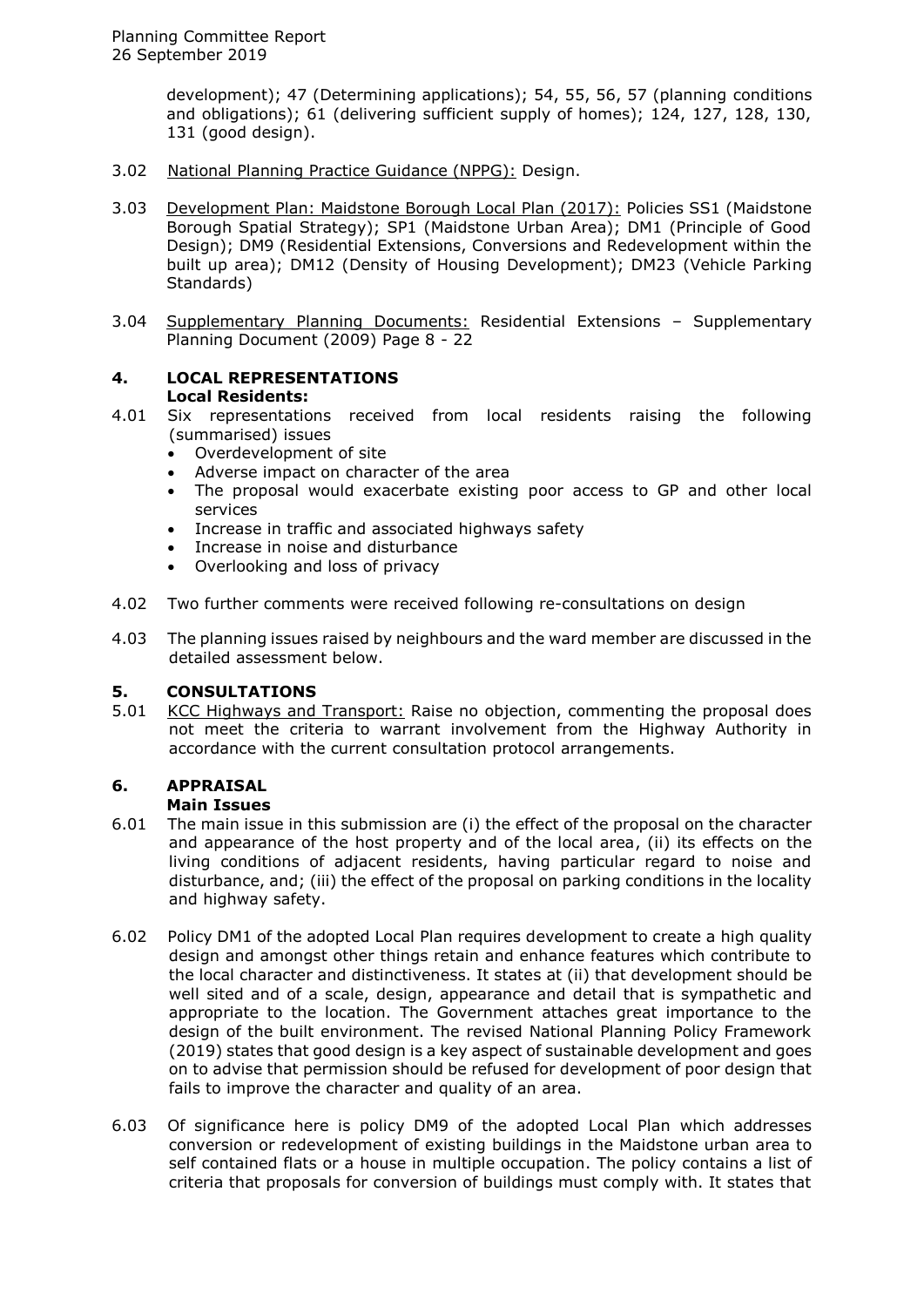development); 47 (Determining applications); 54, 55, 56, 57 (planning conditions and obligations); 61 (delivering sufficient supply of homes); 124, 127, 128, 130, 131 (good design).

3.02 National Planning Practice Guidance (NPPG): Design.

3.03 Development Plan: Maidstone Borough Local Plan (2017): Policies SS1 (Maidstone Borough Spatial Strategy); SP1 (Maidstone Urban Area); DM1 (Principle of Good Design); DM9 (Residential Extensions, Conversions and Redevelopment within the built up area); DM12 (Density of Housing Development); DM23 (Vehicle Parking Standards)

3.04 Supplementary Planning Documents: Residential Extensions – Supplementary Planning Document (2009) Page 8 - 22

## 4. LOCAL REPRESENTATIONS

**Local Residents:**

4.01 Six representations received from local residents raising the following (summarised) issues

- Overdevelopment of site
- Adverse impact on character of the area
- The proposal would exacerbate existing poor access to GP and other local services
- Increase in traffic and associated highways safety
- Increase in noise and disturbance
- Overlooking and loss of privacy

4.02 Two further comments were received following re-consultations on design

4.03 The planning issues raised by neighbours and the ward member are discussed in the detailed assessment below.

## 5. CONSULTATIONS

5.01 KCC Highways and Transport: Raise no objection, commenting the proposal does not meet the criteria to warrant involvement from the Highway Authority in accordance with the current consultation protocol arrangements.

## 6. APPRAISAL

**Main Issues**

6.01 The main issue in this submission are (i) the effect of the proposal on the character and appearance of the host property and of the local area, (ii) its effects on the living conditions of adjacent residents, having particular regard to noise and disturbance, and; (iii) the effect of the proposal on parking conditions in the locality and highway safety.

6.02 Policy DM1 of the adopted Local Plan requires development to create a high quality design and amongst other things retain and enhance features which contribute to the local character and distinctiveness. It states at (ii) that development should be well sited and of a scale, design, appearance and detail that is sympathetic and appropriate to the location. The Government attaches great importance to the design of the built environment. The revised National Planning Policy Framework (2019) states that good design is a key aspect of sustainable development and goes on to advise that permission should be refused for development of poor design that fails to improve the character and quality of an area.

6.03 Of significance here is policy DM9 of the adopted Local Plan which addresses conversion or redevelopment of existing buildings in the Maidstone urban area to self contained flats or a house in multiple occupation. The policy contains a list of criteria that proposals for conversion of buildings must comply with. It states that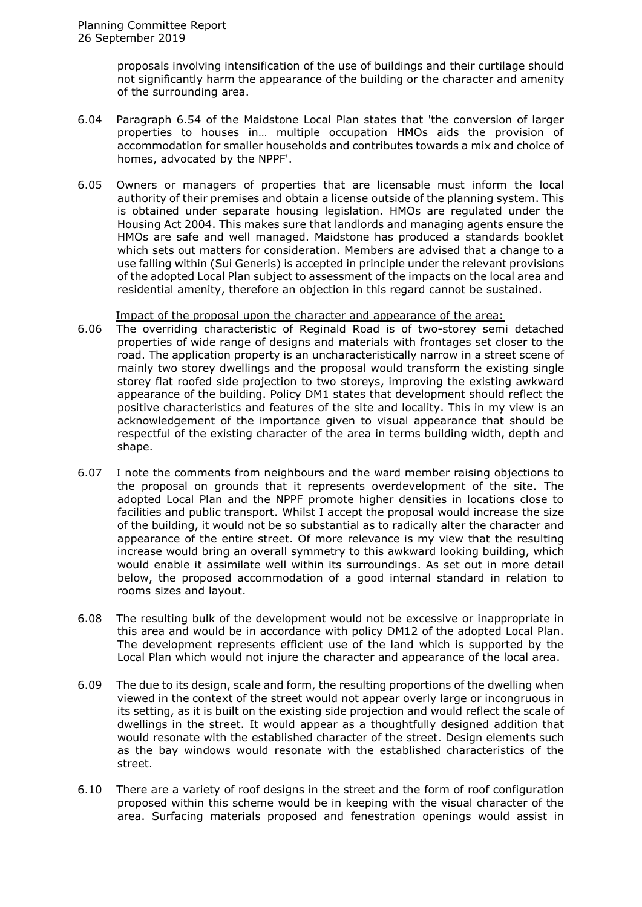proposals involving intensification of the use of buildings and their curtilage should not significantly harm the appearance of the building or the character and amenity of the surrounding area.

6.04 Paragraph 6.54 of the Maidstone Local Plan states that 'the conversion of larger properties to houses in… multiple occupation HMOs aids the provision of accommodation for smaller households and contributes towards a mix and choice of homes, advocated by the NPPF'.

6.05 Owners or managers of properties that are licensable must inform the local authority of their premises and obtain a license outside of the planning system. This is obtained under separate housing legislation. HMOs are regulated under the Housing Act 2004. This makes sure that landlords and managing agents ensure the HMOs are safe and well managed. Maidstone has produced a standards booklet which sets out matters for consideration. Members are advised that a change to a use falling within (Sui Generis) is accepted in principle under the relevant provisions of the adopted Local Plan subject to assessment of the impacts on the local area and residential amenity, therefore an objection in this regard cannot be sustained.

Impact of the proposal upon the character and appearance of the area:

6.06 The overriding characteristic of Reginald Road is of two-storey semi detached properties of wide range of designs and materials with frontages set closer to the road. The application property is an uncharacteristically narrow in a street scene of mainly two storey dwellings and the proposal would transform the existing single storey flat roofed side projection to two storeys, improving the existing awkward appearance of the building. Policy DM1 states that development should reflect the positive characteristics and features of the site and locality. This in my view is an acknowledgement of the importance given to visual appearance that should be respectful of the existing character of the area in terms building width, depth and shape.

6.07 I note the comments from neighbours and the ward member raising objections to the proposal on grounds that it represents overdevelopment of the site. The adopted Local Plan and the NPPF promote higher densities in locations close to facilities and public transport. Whilst I accept the proposal would increase the size of the building, it would not be so substantial as to radically alter the character and appearance of the entire street. Of more relevance is my view that the resulting increase would bring an overall symmetry to this awkward looking building, which would enable it assimilate well within its surroundings. As set out in more detail below, the proposed accommodation of a good internal standard in relation to rooms sizes and layout.

6.08 The resulting bulk of the development would not be excessive or inappropriate in this area and would be in accordance with policy DM12 of the adopted Local Plan. The development represents efficient use of the land which is supported by the Local Plan which would not injure the character and appearance of the local area.

6.09 The due to its design, scale and form, the resulting proportions of the dwelling when viewed in the context of the street would not appear overly large or incongruous in its setting, as it is built on the existing side projection and would reflect the scale of dwellings in the street. It would appear as a thoughtfully designed addition that would resonate with the established character of the street. Design elements such as the bay windows would resonate with the established characteristics of the street.

6.10 There are a variety of roof designs in the street and the form of roof configuration proposed within this scheme would be in keeping with the visual character of the area. Surfacing materials proposed and fenestration openings would assist in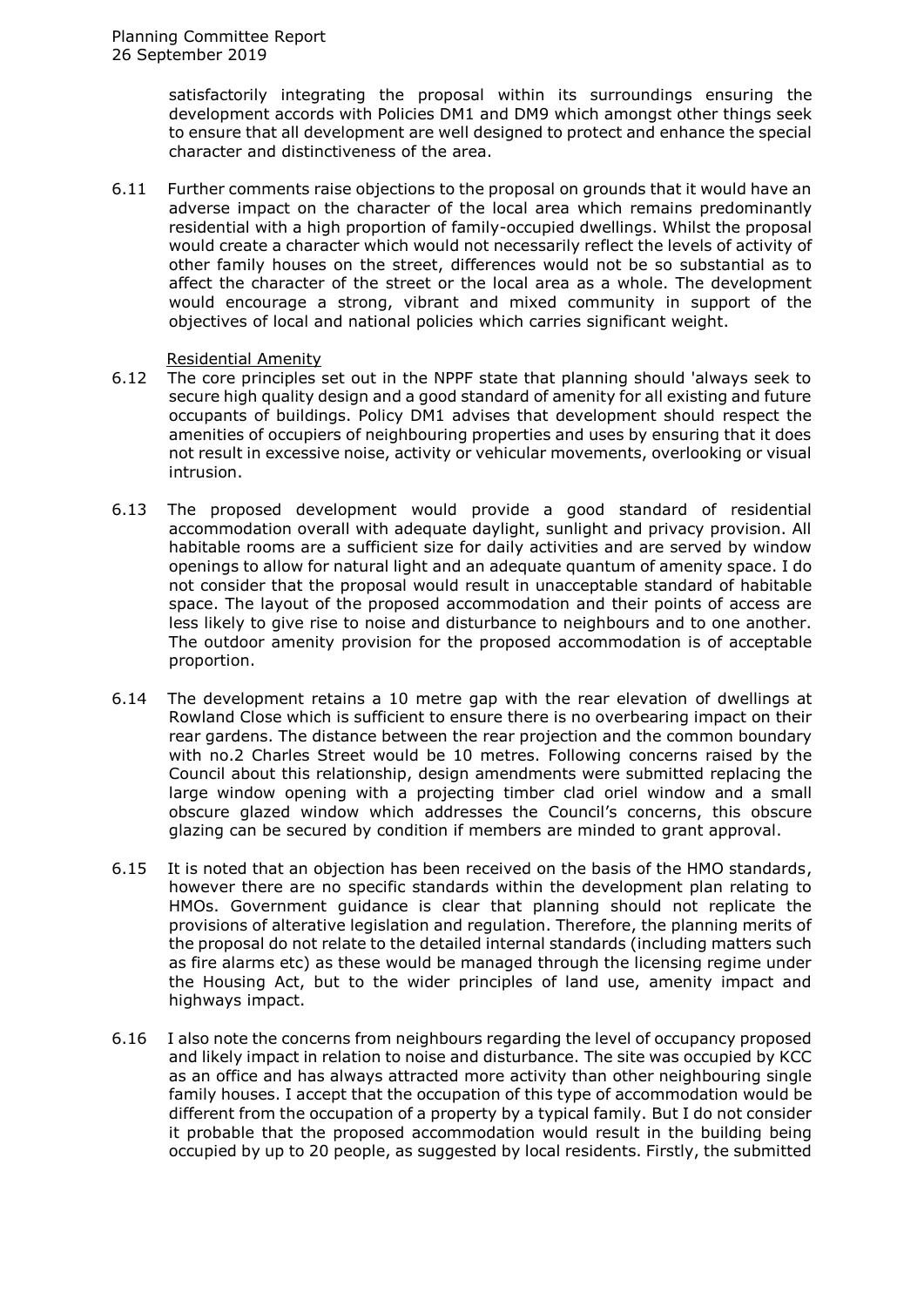satisfactorily integrating the proposal within its surroundings ensuring the development accords with Policies DM1 and DM9 which amongst other things seek to ensure that all development are well designed to protect and enhance the special character and distinctiveness of the area.

6.11 Further comments raise objections to the proposal on grounds that it would have an adverse impact on the character of the local area which remains predominantly residential with a high proportion of family-occupied dwellings. Whilst the proposal would create a character which would not necessarily reflect the levels of activity of other family houses on the street, differences would not be so substantial as to affect the character of the street or the local area as a whole. The development would encourage a strong, vibrant and mixed community in support of the objectives of local and national policies which carries significant weight.

Residential Amenity

6.12 The core principles set out in the NPPF state that planning should 'always seek to secure high quality design and a good standard of amenity for all existing and future occupants of buildings. Policy DM1 advises that development should respect the amenities of occupiers of neighbouring properties and uses by ensuring that it does not result in excessive noise, activity or vehicular movements, overlooking or visual intrusion.

6.13 The proposed development would provide a good standard of residential accommodation overall with adequate daylight, sunlight and privacy provision. All habitable rooms are a sufficient size for daily activities and are served by window openings to allow for natural light and an adequate quantum of amenity space. I do not consider that the proposal would result in unacceptable standard of habitable space. The layout of the proposed accommodation and their points of access are less likely to give rise to noise and disturbance to neighbours and to one another. The outdoor amenity provision for the proposed accommodation is of acceptable proportion.

6.14 The development retains a 10 metre gap with the rear elevation of dwellings at Rowland Close which is sufficient to ensure there is no overbearing impact on their rear gardens. The distance between the rear projection and the common boundary with no.2 Charles Street would be 10 metres. Following concerns raised by the Council about this relationship, design amendments were submitted replacing the large window opening with a projecting timber clad oriel window and a small obscure glazed window which addresses the Council's concerns, this obscure glazing can be secured by condition if members are minded to grant approval.

6.15 It is noted that an objection has been received on the basis of the HMO standards, however there are no specific standards within the development plan relating to HMOs. Government guidance is clear that planning should not replicate the provisions of alterative legislation and regulation. Therefore, the planning merits of the proposal do not relate to the detailed internal standards (including matters such as fire alarms etc) as these would be managed through the licensing regime under the Housing Act, but to the wider principles of land use, amenity impact and highways impact.

6.16 I also note the concerns from neighbours regarding the level of occupancy proposed and likely impact in relation to noise and disturbance. The site was occupied by KCC as an office and has always attracted more activity than other neighbouring single family houses. I accept that the occupation of this type of accommodation would be different from the occupation of a property by a typical family. But I do not consider it probable that the proposed accommodation would result in the building being occupied by up to 20 people, as suggested by local residents. Firstly, the submitted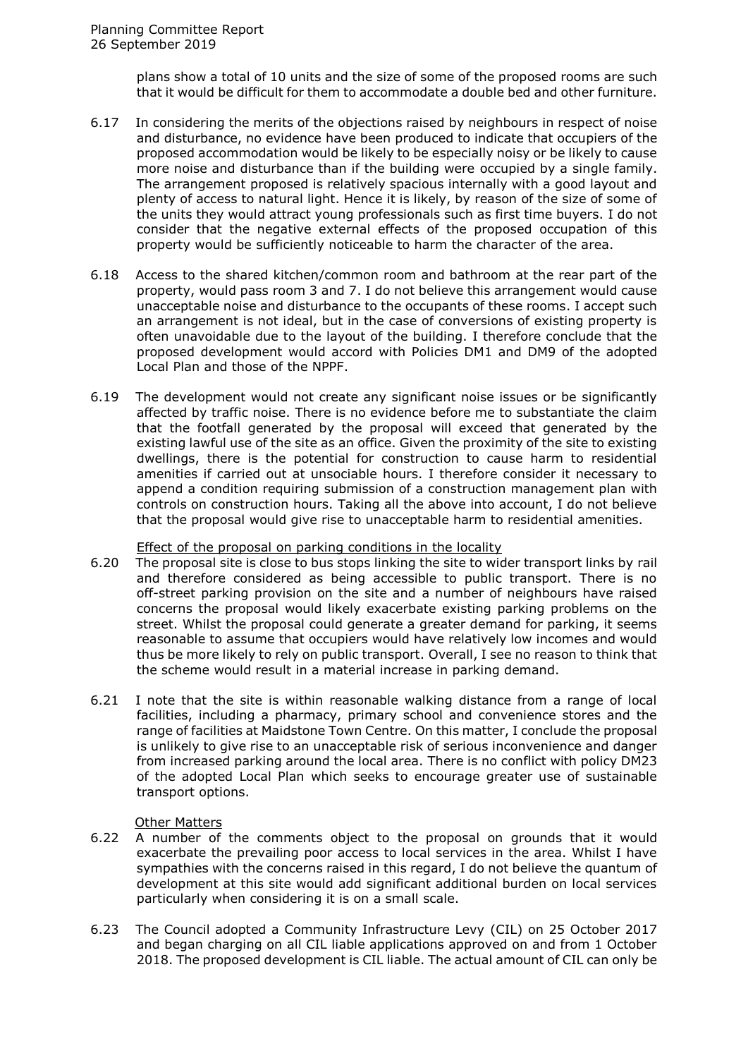plans show a total of 10 units and the size of some of the proposed rooms are such that it would be difficult for them to accommodate a double bed and other furniture.

6.17 In considering the merits of the objections raised by neighbours in respect of noise and disturbance, no evidence have been produced to indicate that occupiers of the proposed accommodation would be likely to be especially noisy or be likely to cause more noise and disturbance than if the building were occupied by a single family. The arrangement proposed is relatively spacious internally with a good layout and plenty of access to natural light. Hence it is likely, by reason of the size of some of the units they would attract young professionals such as first time buyers. I do not consider that the negative external effects of the proposed occupation of this property would be sufficiently noticeable to harm the character of the area.

6.18 Access to the shared kitchen/common room and bathroom at the rear part of the property, would pass room 3 and 7. I do not believe this arrangement would cause unacceptable noise and disturbance to the occupants of these rooms. I accept such an arrangement is not ideal, but in the case of conversions of existing property is often unavoidable due to the layout of the building. I therefore conclude that the proposed development would accord with Policies DM1 and DM9 of the adopted Local Plan and those of the NPPF.

6.19 The development would not create any significant noise issues or be significantly affected by traffic noise. There is no evidence before me to substantiate the claim that the footfall generated by the proposal will exceed that generated by the existing lawful use of the site as an office. Given the proximity of the site to existing dwellings, there is the potential for construction to cause harm to residential amenities if carried out at unsociable hours. I therefore consider it necessary to append a condition requiring submission of a construction management plan with controls on construction hours. Taking all the above into account, I do not believe that the proposal would give rise to unacceptable harm to residential amenities.

Effect of the proposal on parking conditions in the locality

6.20 The proposal site is close to bus stops linking the site to wider transport links by rail and therefore considered as being accessible to public transport. There is no off-street parking provision on the site and a number of neighbours have raised concerns the proposal would likely exacerbate existing parking problems on the street. Whilst the proposal could generate a greater demand for parking, it seems reasonable to assume that occupiers would have relatively low incomes and would thus be more likely to rely on public transport. Overall, I see no reason to think that the scheme would result in a material increase in parking demand.

6.21 I note that the site is within reasonable walking distance from a range of local facilities, including a pharmacy, primary school and convenience stores and the range of facilities at Maidstone Town Centre. On this matter, I conclude the proposal is unlikely to give rise to an unacceptable risk of serious inconvenience and danger from increased parking around the local area. There is no conflict with policy DM23 of the adopted Local Plan which seeks to encourage greater use of sustainable transport options.

Other Matters

6.22 A number of the comments object to the proposal on grounds that it would exacerbate the prevailing poor access to local services in the area. Whilst I have sympathies with the concerns raised in this regard, I do not believe the quantum of development at this site would add significant additional burden on local services particularly when considering it is on a small scale.

6.23 The Council adopted a Community Infrastructure Levy (CIL) on 25 October 2017 and began charging on all CIL liable applications approved on and from 1 October 2018. The proposed development is CIL liable. The actual amount of CIL can only be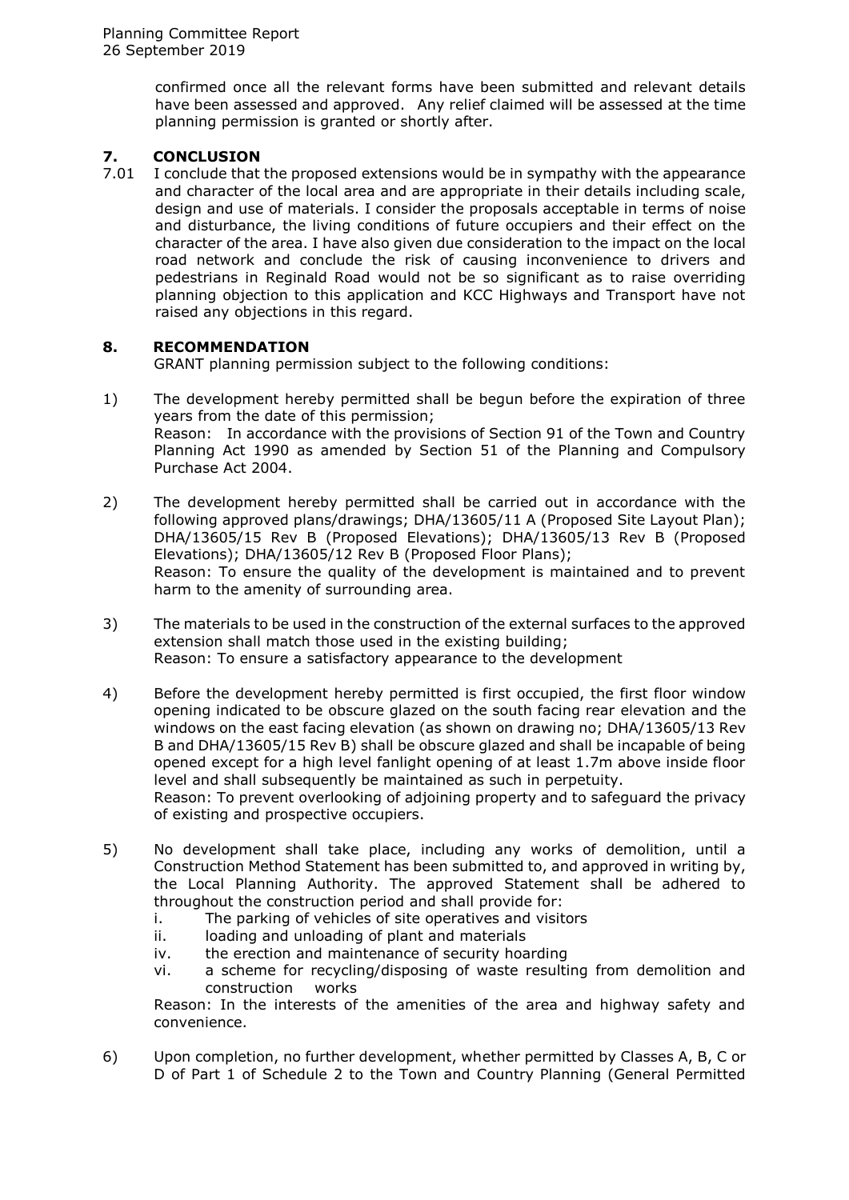confirmed once all the relevant forms have been submitted and relevant details have been assessed and approved. Any relief claimed will be assessed at the time planning permission is granted or shortly after.

## 7. CONCLUSION

7.01 I conclude that the proposed extensions would be in sympathy with the appearance and character of the local area and are appropriate in their details including scale, design and use of materials. I consider the proposals acceptable in terms of noise and disturbance, the living conditions of future occupiers and their effect on the character of the area. I have also given due consideration to the impact on the local road network and conclude the risk of causing inconvenience to drivers and pedestrians in Reginald Road would not be so significant as to raise overriding planning objection to this application and KCC Highways and Transport have not raised any objections in this regard.

## 8. RECOMMENDATION

GRANT planning permission subject to the following conditions:

1) The development hereby permitted shall be begun before the expiration of three years from the date of this permission;
Reason: In accordance with the provisions of Section 91 of the Town and Country Planning Act 1990 as amended by Section 51 of the Planning and Compulsory Purchase Act 2004.

2) The development hereby permitted shall be carried out in accordance with the following approved plans/drawings; DHA/13605/11 A (Proposed Site Layout Plan); DHA/13605/15 Rev B (Proposed Elevations); DHA/13605/13 Rev B (Proposed Elevations); DHA/13605/12 Rev B (Proposed Floor Plans);
Reason: To ensure the quality of the development is maintained and to prevent harm to the amenity of surrounding area.

3) The materials to be used in the construction of the external surfaces to the approved extension shall match those used in the existing building;
Reason: To ensure a satisfactory appearance to the development

4) Before the development hereby permitted is first occupied, the first floor window opening indicated to be obscure glazed on the south facing rear elevation and the windows on the east facing elevation (as shown on drawing no; DHA/13605/13 Rev B and DHA/13605/15 Rev B) shall be obscure glazed and shall be incapable of being opened except for a high level fanlight opening of at least 1.7m above inside floor level and shall subsequently be maintained as such in perpetuity.
Reason: To prevent overlooking of adjoining property and to safeguard the privacy of existing and prospective occupiers.

5) No development shall take place, including any works of demolition, until a Construction Method Statement has been submitted to, and approved in writing by, the Local Planning Authority. The approved Statement shall be adhered to throughout the construction period and shall provide for:
   i. The parking of vehicles of site operatives and visitors
   ii. loading and unloading of plant and materials
   iv. the erection and maintenance of security hoarding
   vi. a scheme for recycling/disposing of waste resulting from demolition and construction works

   Reason: In the interests of the amenities of the area and highway safety and convenience.

6) Upon completion, no further development, whether permitted by Classes A, B, C or D of Part 1 of Schedule 2 to the Town and Country Planning (General Permitted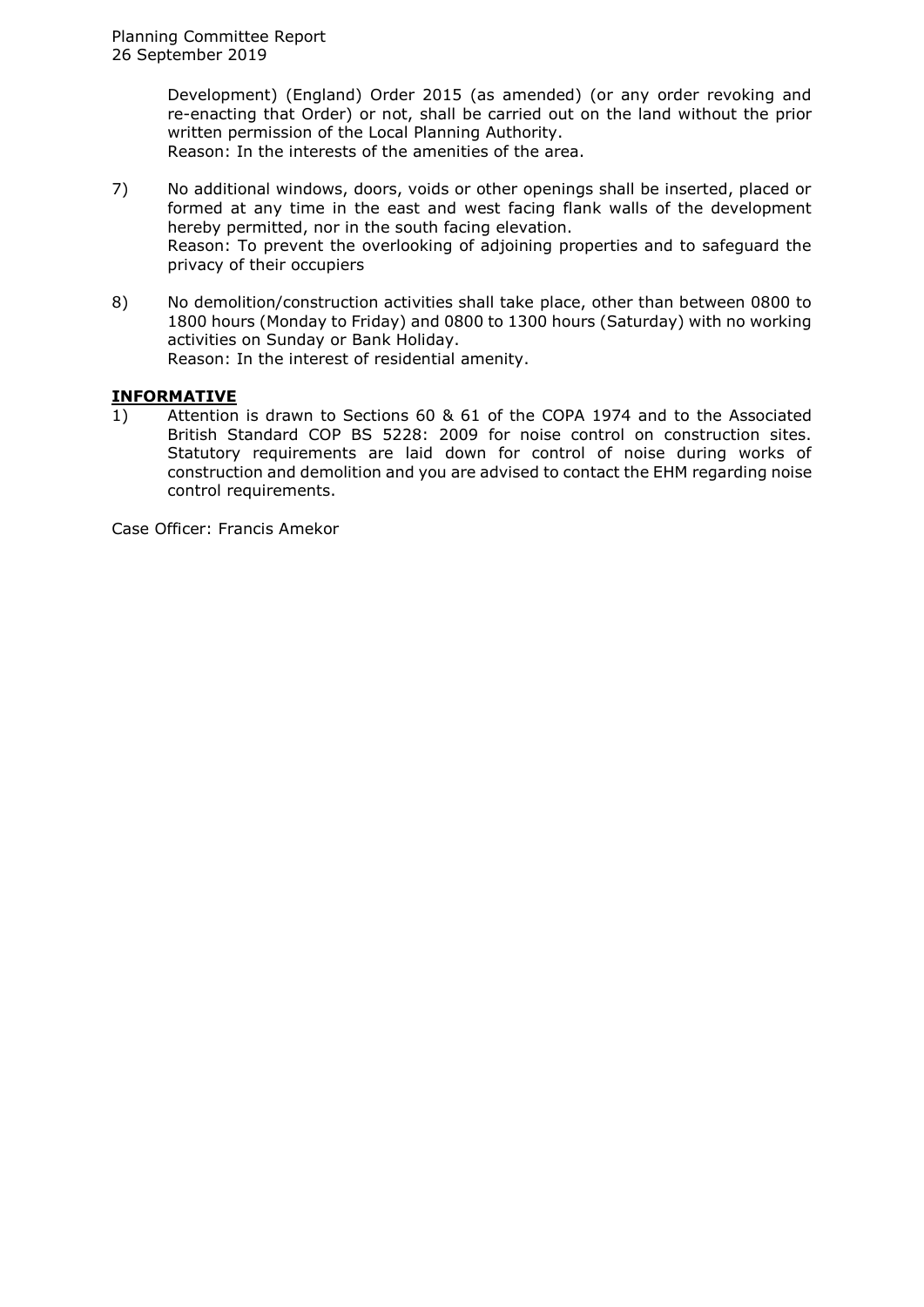Development) (England) Order 2015 (as amended) (or any order revoking and re-enacting that Order) or not, shall be carried out on the land without the prior written permission of the Local Planning Authority.
Reason: In the interests of the amenities of the area.

7) No additional windows, doors, voids or other openings shall be inserted, placed or formed at any time in the east and west facing flank walls of the development hereby permitted, nor in the south facing elevation.
Reason: To prevent the overlooking of adjoining properties and to safeguard the privacy of their occupiers

8) No demolition/construction activities shall take place, other than between 0800 to 1800 hours (Monday to Friday) and 0800 to 1300 hours (Saturday) with no working activities on Sunday or Bank Holiday.
Reason: In the interest of residential amenity.

**INFORMATIVE**

1) Attention is drawn to Sections 60 & 61 of the COPA 1974 and to the Associated British Standard COP BS 5228: 2009 for noise control on construction sites. Statutory requirements are laid down for control of noise during works of construction and demolition and you are advised to contact the EHM regarding noise control requirements.

Case Officer: Francis Amekor